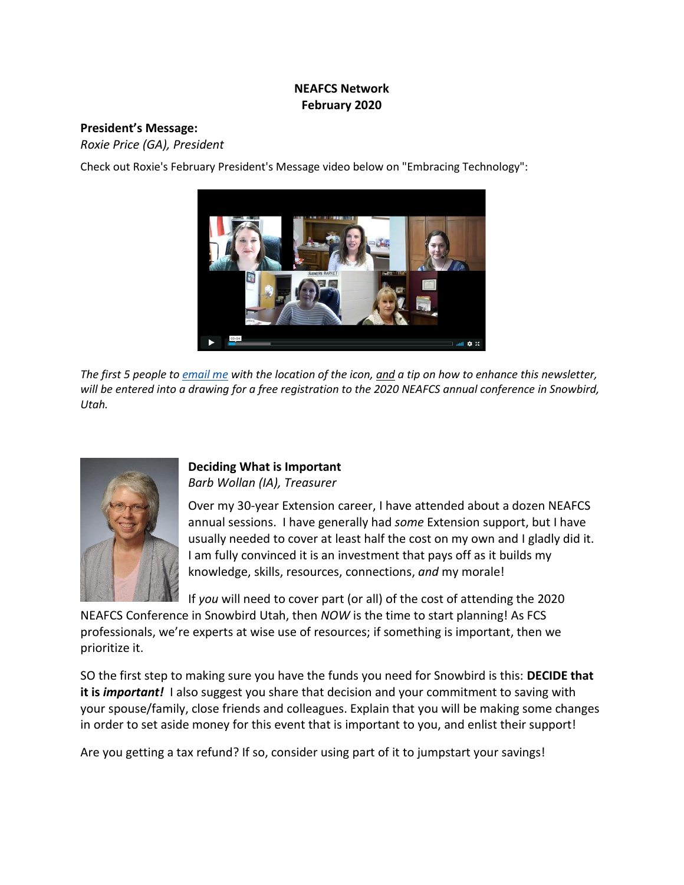**NEAFCS Network**
**February 2020**

**President's Message:**
*Roxie Price (GA), President*

Check out Roxie's February President's Message video below on "Embracing Technology":

*The first 5 people to email me with the location of the icon, and a tip on how to enhance this newsletter, will be entered into a drawing for a free registration to the 2020 NEAFCS annual conference in Snowbird, Utah.*

**Deciding What is Important**
*Barb Wollan (IA), Treasurer*

Over my 30-year Extension career, I have attended about a dozen NEAFCS annual sessions. I have generally had *some* Extension support, but I have usually needed to cover at least half the cost on my own and I gladly did it. I am fully convinced it is an investment that pays off as it builds my knowledge, skills, resources, connections, *and* my morale!

If *you* will need to cover part (or all) of the cost of attending the 2020 NEAFCS Conference in Snowbird Utah, then *NOW* is the time to start planning! As FCS professionals, we're experts at wise use of resources; if something is important, then we prioritize it.

SO the first step to making sure you have the funds you need for Snowbird is this: **DECIDE that it is *important!*** I also suggest you share that decision and your commitment to saving with your spouse/family, close friends and colleagues. Explain that you will be making some changes in order to set aside money for this event that is important to you, and enlist their support!

Are you getting a tax refund? If so, consider using part of it to jumpstart your savings!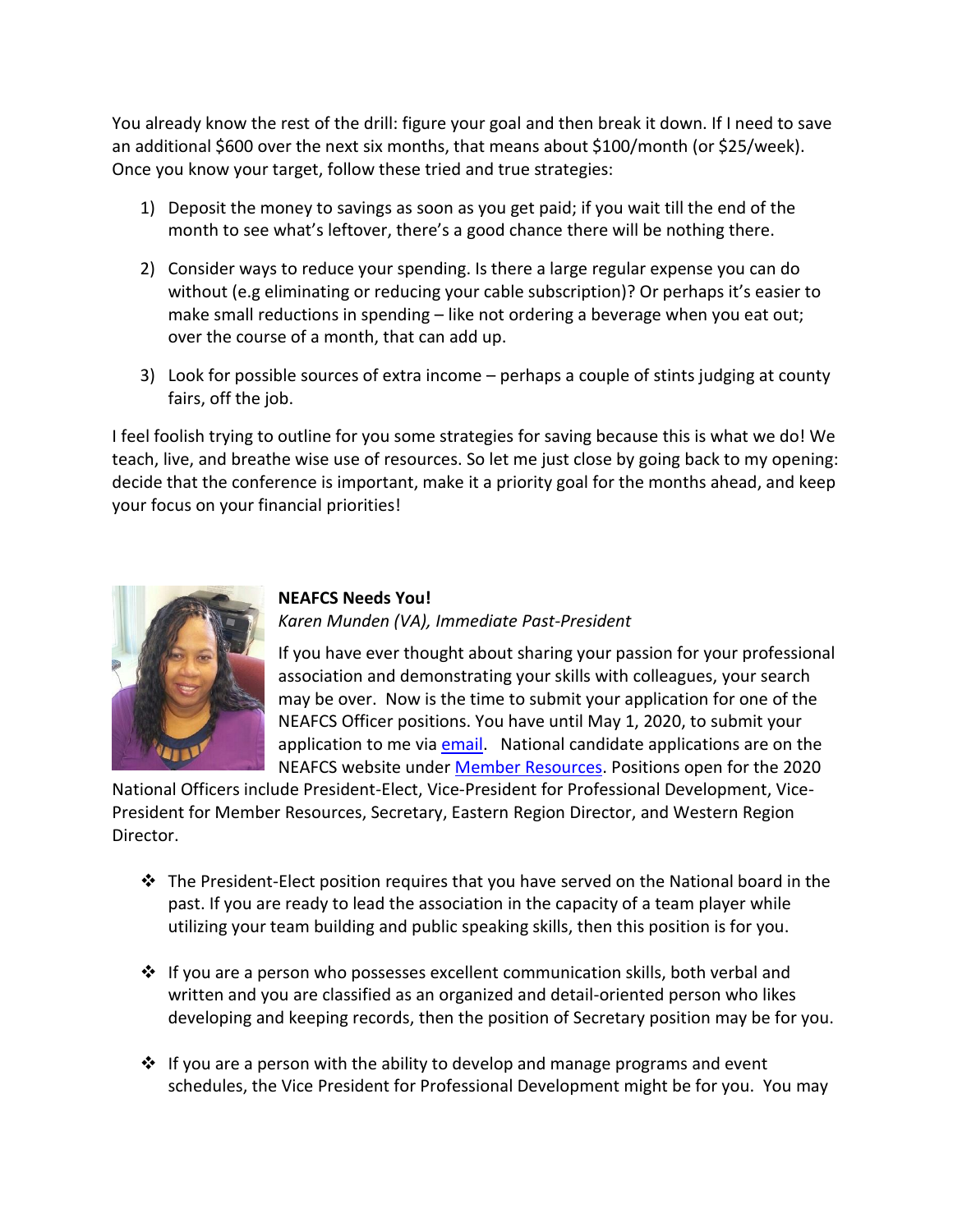You already know the rest of the drill: figure your goal and then break it down. If I need to save an additional $600 over the next six months, that means about $100/month (or $25/week). Once you know your target, follow these tried and true strategies:

1) Deposit the money to savings as soon as you get paid; if you wait till the end of the month to see what's leftover, there's a good chance there will be nothing there.

2) Consider ways to reduce your spending. Is there a large regular expense you can do without (e.g eliminating or reducing your cable subscription)? Or perhaps it's easier to make small reductions in spending – like not ordering a beverage when you eat out; over the course of a month, that can add up.

3) Look for possible sources of extra income – perhaps a couple of stints judging at county fairs, off the job.

I feel foolish trying to outline for you some strategies for saving because this is what we do! We teach, live, and breathe wise use of resources. So let me just close by going back to my opening: decide that the conference is important, make it a priority goal for the months ahead, and keep your focus on your financial priorities!

**NEAFCS Needs You!**

*Karen Munden (VA), Immediate Past-President*

If you have ever thought about sharing your passion for your professional association and demonstrating your skills with colleagues, your search may be over. Now is the time to submit your application for one of the NEAFCS Officer positions. You have until May 1, 2020, to submit your application to me via email. National candidate applications are on the NEAFCS website under Member Resources. Positions open for the 2020 National Officers include President-Elect, Vice-President for Professional Development, Vice-President for Member Resources, Secretary, Eastern Region Director, and Western Region Director.

- The President-Elect position requires that you have served on the National board in the past. If you are ready to lead the association in the capacity of a team player while utilizing your team building and public speaking skills, then this position is for you.

- If you are a person who possesses excellent communication skills, both verbal and written and you are classified as an organized and detail-oriented person who likes developing and keeping records, then the position of Secretary position may be for you.

- If you are a person with the ability to develop and manage programs and event schedules, the Vice President for Professional Development might be for you. You may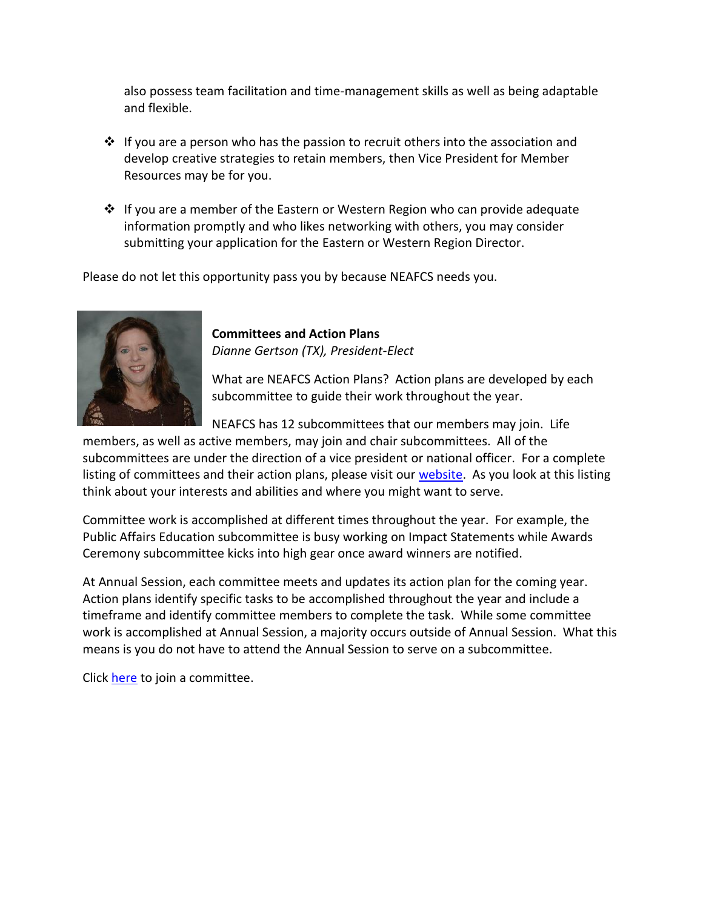also possess team facilitation and time-management skills as well as being adaptable and flexible.

- If you are a person who has the passion to recruit others into the association and develop creative strategies to retain members, then Vice President for Member Resources may be for you.

- If you are a member of the Eastern or Western Region who can provide adequate information promptly and who likes networking with others, you may consider submitting your application for the Eastern or Western Region Director.

Please do not let this opportunity pass you by because NEAFCS needs you.

**Committees and Action Plans**

*Dianne Gertson (TX), President-Elect*

What are NEAFCS Action Plans? Action plans are developed by each subcommittee to guide their work throughout the year.

NEAFCS has 12 subcommittees that our members may join. Life members, as well as active members, may join and chair subcommittees. All of the subcommittees are under the direction of a vice president or national officer. For a complete listing of committees and their action plans, please visit our website. As you look at this listing think about your interests and abilities and where you might want to serve.

Committee work is accomplished at different times throughout the year. For example, the Public Affairs Education subcommittee is busy working on Impact Statements while Awards Ceremony subcommittee kicks into high gear once award winners are notified.

At Annual Session, each committee meets and updates its action plan for the coming year. Action plans identify specific tasks to be accomplished throughout the year and include a timeframe and identify committee members to complete the task. While some committee work is accomplished at Annual Session, a majority occurs outside of Annual Session. What this means is you do not have to attend the Annual Session to serve on a subcommittee.

Click here to join a committee.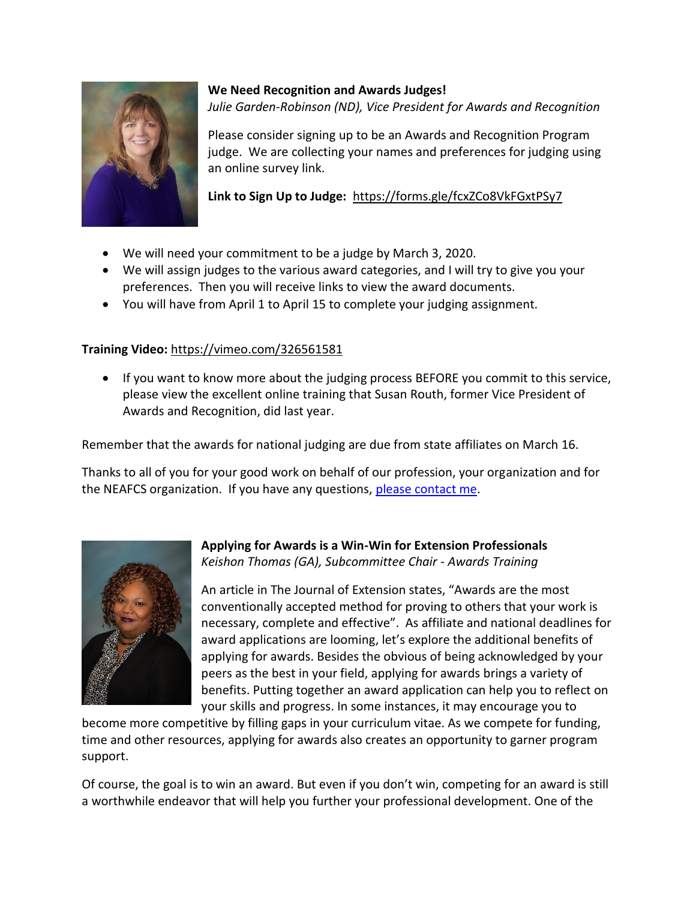**We Need Recognition and Awards Judges!**

*Julie Garden-Robinson (ND), Vice President for Awards and Recognition*

Please consider signing up to be an Awards and Recognition Program judge. We are collecting your names and preferences for judging using an online survey link.

**Link to Sign Up to Judge:** https://forms.gle/fcxZCo8VkFGxtPSy7

- We will need your commitment to be a judge by March 3, 2020.
- We will assign judges to the various award categories, and I will try to give you your preferences. Then you will receive links to view the award documents.
- You will have from April 1 to April 15 to complete your judging assignment.

**Training Video:** https://vimeo.com/326561581

- If you want to know more about the judging process BEFORE you commit to this service, please view the excellent online training that Susan Routh, former Vice President of Awards and Recognition, did last year.

Remember that the awards for national judging are due from state affiliates on March 16.

Thanks to all of you for your good work on behalf of our profession, your organization and for the NEAFCS organization. If you have any questions, please contact me.

**Applying for Awards is a Win-Win for Extension Professionals**

*Keishon Thomas (GA), Subcommittee Chair - Awards Training*

An article in The Journal of Extension states, "Awards are the most conventionally accepted method for proving to others that your work is necessary, complete and effective". As affiliate and national deadlines for award applications are looming, let's explore the additional benefits of applying for awards. Besides the obvious of being acknowledged by your peers as the best in your field, applying for awards brings a variety of benefits. Putting together an award application can help you to reflect on your skills and progress. In some instances, it may encourage you to become more competitive by filling gaps in your curriculum vitae. As we compete for funding, time and other resources, applying for awards also creates an opportunity to garner program support.

Of course, the goal is to win an award. But even if you don't win, competing for an award is still a worthwhile endeavor that will help you further your professional development. One of the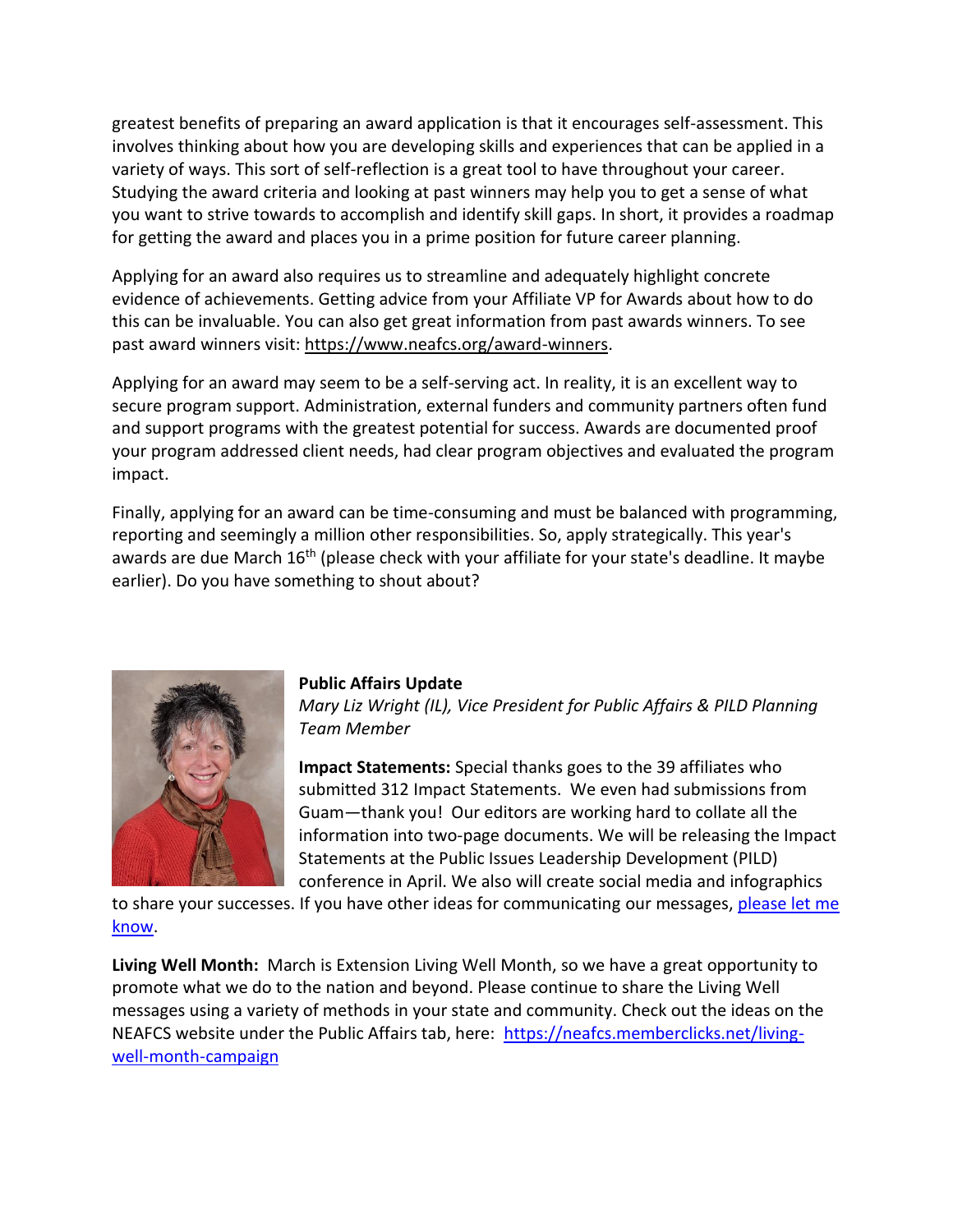greatest benefits of preparing an award application is that it encourages self-assessment. This involves thinking about how you are developing skills and experiences that can be applied in a variety of ways. This sort of self-reflection is a great tool to have throughout your career. Studying the award criteria and looking at past winners may help you to get a sense of what you want to strive towards to accomplish and identify skill gaps. In short, it provides a roadmap for getting the award and places you in a prime position for future career planning.

Applying for an award also requires us to streamline and adequately highlight concrete evidence of achievements. Getting advice from your Affiliate VP for Awards about how to do this can be invaluable. You can also get great information from past awards winners. To see past award winners visit: https://www.neafcs.org/award-winners.

Applying for an award may seem to be a self-serving act. In reality, it is an excellent way to secure program support. Administration, external funders and community partners often fund and support programs with the greatest potential for success. Awards are documented proof your program addressed client needs, had clear program objectives and evaluated the program impact.

Finally, applying for an award can be time-consuming and must be balanced with programming, reporting and seemingly a million other responsibilities. So, apply strategically. This year's awards are due March 16th (please check with your affiliate for your state's deadline. It maybe earlier). Do you have something to shout about?

**Public Affairs Update**

*Mary Liz Wright (IL), Vice President for Public Affairs & PILD Planning Team Member*

**Impact Statements:** Special thanks goes to the 39 affiliates who submitted 312 Impact Statements. We even had submissions from Guam—thank you! Our editors are working hard to collate all the information into two-page documents. We will be releasing the Impact Statements at the Public Issues Leadership Development (PILD) conference in April. We also will create social media and infographics to share your successes. If you have other ideas for communicating our messages, please let me know.

**Living Well Month:** March is Extension Living Well Month, so we have a great opportunity to promote what we do to the nation and beyond. Please continue to share the Living Well messages using a variety of methods in your state and community. Check out the ideas on the NEAFCS website under the Public Affairs tab, here: https://neafcs.memberclicks.net/living-well-month-campaign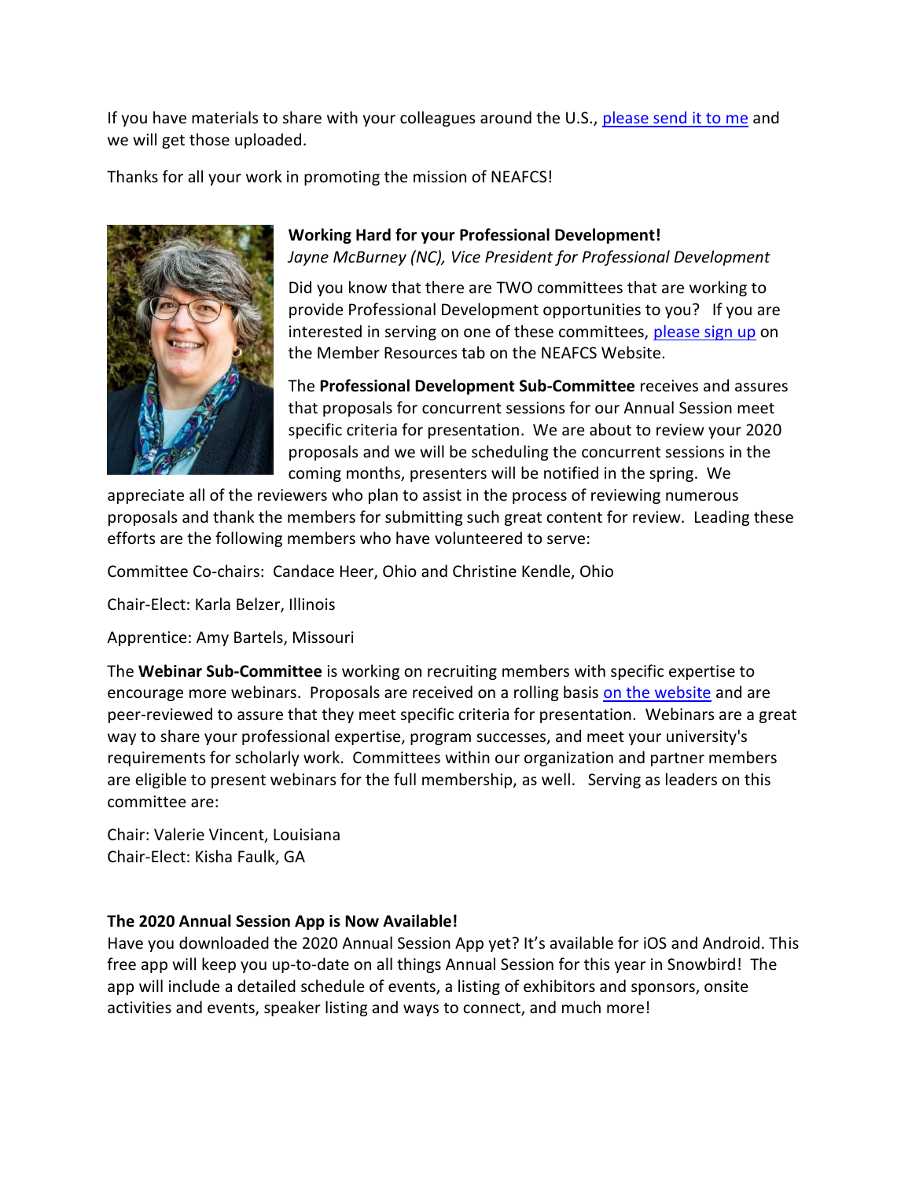If you have materials to share with your colleagues around the U.S., [please send it to me] and we will get those uploaded.

Thanks for all your work in promoting the mission of NEAFCS!

**Working Hard for your Professional Development!**
*Jayne McBurney (NC), Vice President for Professional Development*

Did you know that there are TWO committees that are working to provide Professional Development opportunities to you? If you are interested in serving on one of these committees, [please sign up] on the Member Resources tab on the NEAFCS Website.

The **Professional Development Sub-Committee** receives and assures that proposals for concurrent sessions for our Annual Session meet specific criteria for presentation. We are about to review your 2020 proposals and we will be scheduling the concurrent sessions in the coming months, presenters will be notified in the spring. We appreciate all of the reviewers who plan to assist in the process of reviewing numerous proposals and thank the members for submitting such great content for review. Leading these efforts are the following members who have volunteered to serve:

Committee Co-chairs: Candace Heer, Ohio and Christine Kendle, Ohio

Chair-Elect: Karla Belzer, Illinois

Apprentice: Amy Bartels, Missouri

The **Webinar Sub-Committee** is working on recruiting members with specific expertise to encourage more webinars. Proposals are received on a rolling basis [on the website] and are peer-reviewed to assure that they meet specific criteria for presentation. Webinars are a great way to share your professional expertise, program successes, and meet your university's requirements for scholarly work. Committees within our organization and partner members are eligible to present webinars for the full membership, as well. Serving as leaders on this committee are:

Chair: Valerie Vincent, Louisiana
Chair-Elect: Kisha Faulk, GA

**The 2020 Annual Session App is Now Available!**

Have you downloaded the 2020 Annual Session App yet? It's available for iOS and Android. This free app will keep you up-to-date on all things Annual Session for this year in Snowbird! The app will include a detailed schedule of events, a listing of exhibitors and sponsors, onsite activities and events, speaker listing and ways to connect, and much more!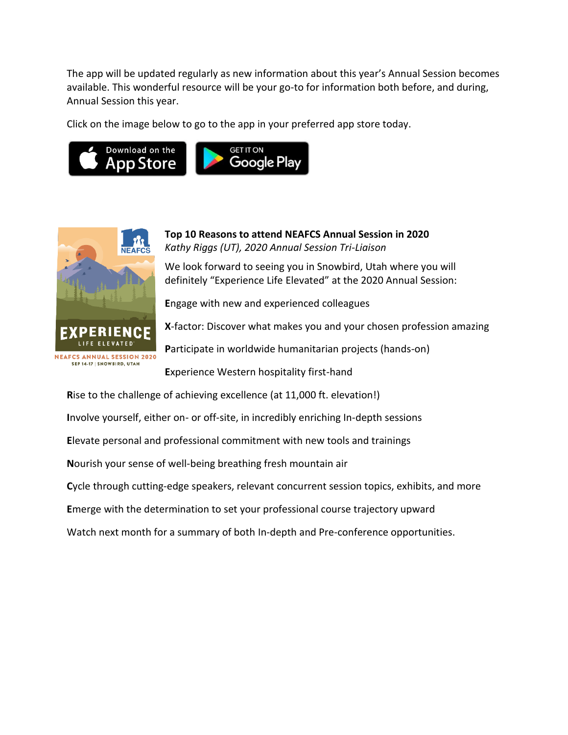The app will be updated regularly as new information about this year's Annual Session becomes available. This wonderful resource will be your go-to for information both before, and during, Annual Session this year.

Click on the image below to go to the app in your preferred app store today.

**Top 10 Reasons to attend NEAFCS Annual Session in 2020**

*Kathy Riggs (UT), 2020 Annual Session Tri-Liaison*

We look forward to seeing you in Snowbird, Utah where you will definitely "Experience Life Elevated" at the 2020 Annual Session:

**E**ngage with new and experienced colleagues

**X**-factor: Discover what makes you and your chosen profession amazing

**P**articipate in worldwide humanitarian projects (hands-on)

**E**xperience Western hospitality first-hand

**R**ise to the challenge of achieving excellence (at 11,000 ft. elevation!)

**I**nvolve yourself, either on- or off-site, in incredibly enriching In-depth sessions

**E**levate personal and professional commitment with new tools and trainings

**N**ourish your sense of well-being breathing fresh mountain air

**C**ycle through cutting-edge speakers, relevant concurrent session topics, exhibits, and more

**E**merge with the determination to set your professional course trajectory upward

Watch next month for a summary of both In-depth and Pre-conference opportunities.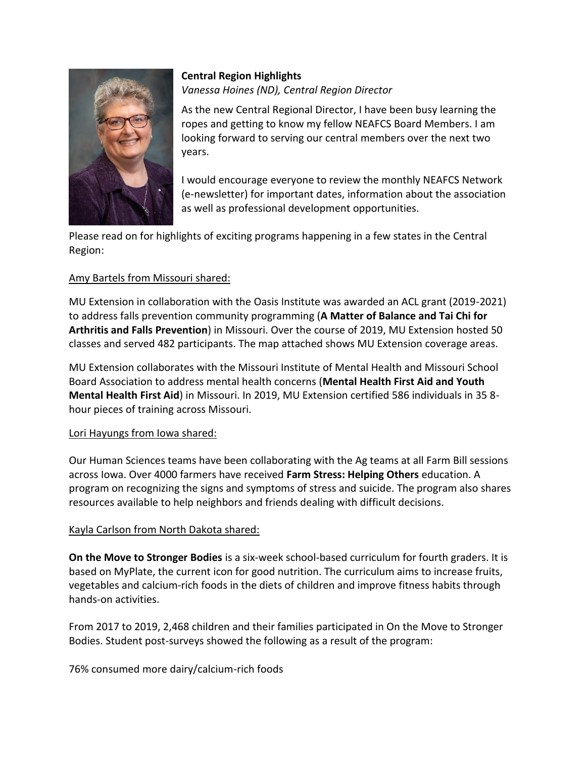**Central Region Highlights**

*Vanessa Hoines (ND), Central Region Director*

As the new Central Regional Director, I have been busy learning the ropes and getting to know my fellow NEAFCS Board Members. I am looking forward to serving our central members over the next two years.

I would encourage everyone to review the monthly NEAFCS Network (e-newsletter) for important dates, information about the association as well as professional development opportunities.

Please read on for highlights of exciting programs happening in a few states in the Central Region:

<u>Amy Bartels from Missouri shared:</u>

MU Extension in collaboration with the Oasis Institute was awarded an ACL grant (2019-2021) to address falls prevention community programming (**A Matter of Balance and Tai Chi for Arthritis and Falls Prevention**) in Missouri. Over the course of 2019, MU Extension hosted 50 classes and served 482 participants. The map attached shows MU Extension coverage areas.

MU Extension collaborates with the Missouri Institute of Mental Health and Missouri School Board Association to address mental health concerns (**Mental Health First Aid and Youth Mental Health First Aid**) in Missouri. In 2019, MU Extension certified 586 individuals in 35 8-hour pieces of training across Missouri.

<u>Lori Hayungs from Iowa shared:</u>

Our Human Sciences teams have been collaborating with the Ag teams at all Farm Bill sessions across Iowa. Over 4000 farmers have received **Farm Stress: Helping Others** education. A program on recognizing the signs and symptoms of stress and suicide. The program also shares resources available to help neighbors and friends dealing with difficult decisions.

<u>Kayla Carlson from North Dakota shared:</u>

**On the Move to Stronger Bodies** is a six-week school-based curriculum for fourth graders. It is based on MyPlate, the current icon for good nutrition. The curriculum aims to increase fruits, vegetables and calcium-rich foods in the diets of children and improve fitness habits through hands-on activities.

From 2017 to 2019, 2,468 children and their families participated in On the Move to Stronger Bodies. Student post-surveys showed the following as a result of the program:

76% consumed more dairy/calcium-rich foods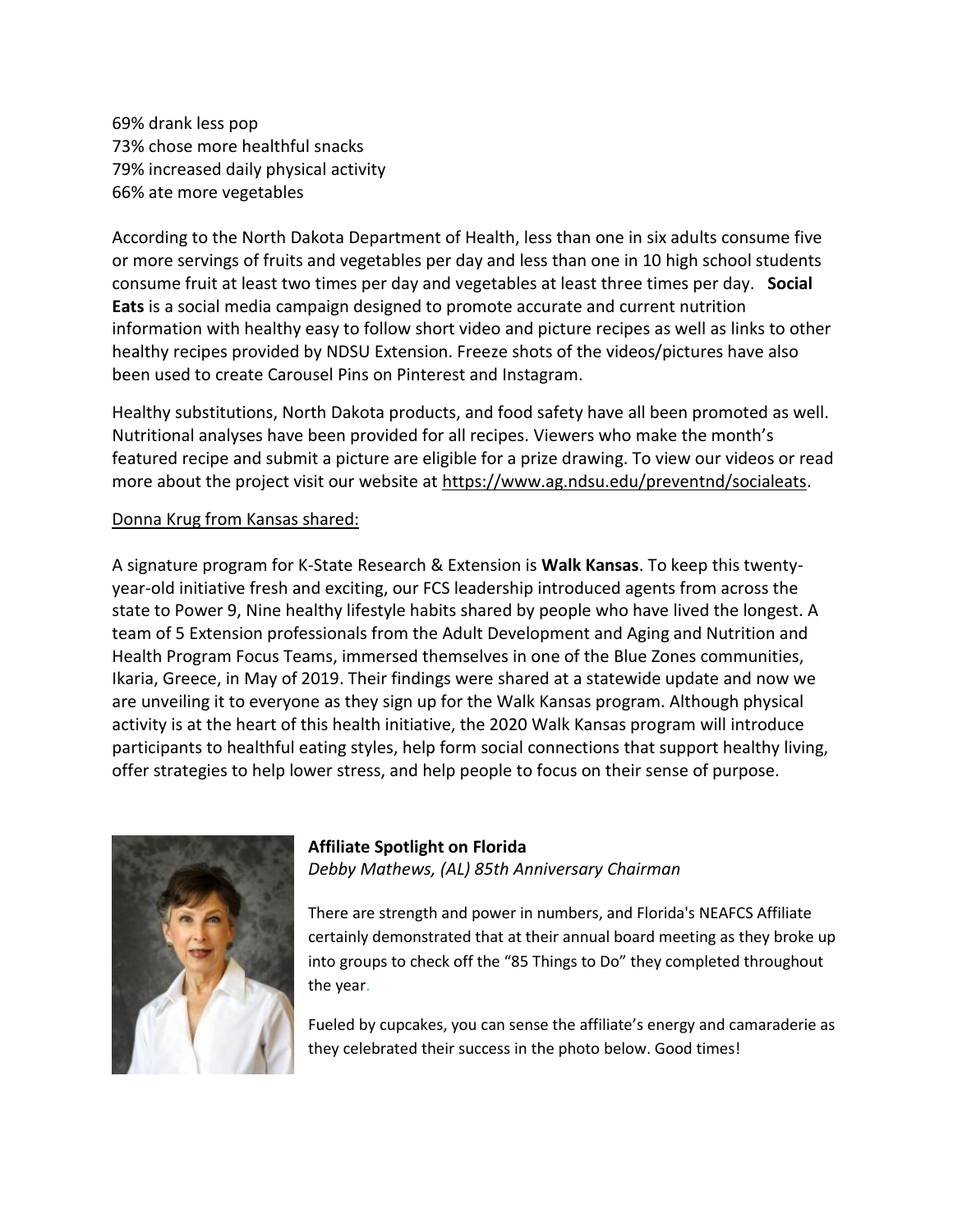69% drank less pop
73% chose more healthful snacks
79% increased daily physical activity
66% ate more vegetables

According to the North Dakota Department of Health, less than one in six adults consume five or more servings of fruits and vegetables per day and less than one in 10 high school students consume fruit at least two times per day and vegetables at least three times per day. **Social Eats** is a social media campaign designed to promote accurate and current nutrition information with healthy easy to follow short video and picture recipes as well as links to other healthy recipes provided by NDSU Extension. Freeze shots of the videos/pictures have also been used to create Carousel Pins on Pinterest and Instagram.

Healthy substitutions, North Dakota products, and food safety have all been promoted as well. Nutritional analyses have been provided for all recipes. Viewers who make the month's featured recipe and submit a picture are eligible for a prize drawing. To view our videos or read more about the project visit our website at https://www.ag.ndsu.edu/preventnd/socialeats.

Donna Krug from Kansas shared:

A signature program for K-State Research & Extension is **Walk Kansas**. To keep this twenty-year-old initiative fresh and exciting, our FCS leadership introduced agents from across the state to Power 9, Nine healthy lifestyle habits shared by people who have lived the longest. A team of 5 Extension professionals from the Adult Development and Aging and Nutrition and Health Program Focus Teams, immersed themselves in one of the Blue Zones communities, Ikaria, Greece, in May of 2019. Their findings were shared at a statewide update and now we are unveiling it to everyone as they sign up for the Walk Kansas program. Although physical activity is at the heart of this health initiative, the 2020 Walk Kansas program will introduce participants to healthful eating styles, help form social connections that support healthy living, offer strategies to help lower stress, and help people to focus on their sense of purpose.

**Affiliate Spotlight on Florida**

*Debby Mathews, (AL) 85th Anniversary Chairman*

There are strength and power in numbers, and Florida's NEAFCS Affiliate certainly demonstrated that at their annual board meeting as they broke up into groups to check off the "85 Things to Do" they completed throughout the year.

Fueled by cupcakes, you can sense the affiliate's energy and camaraderie as they celebrated their success in the photo below. Good times!